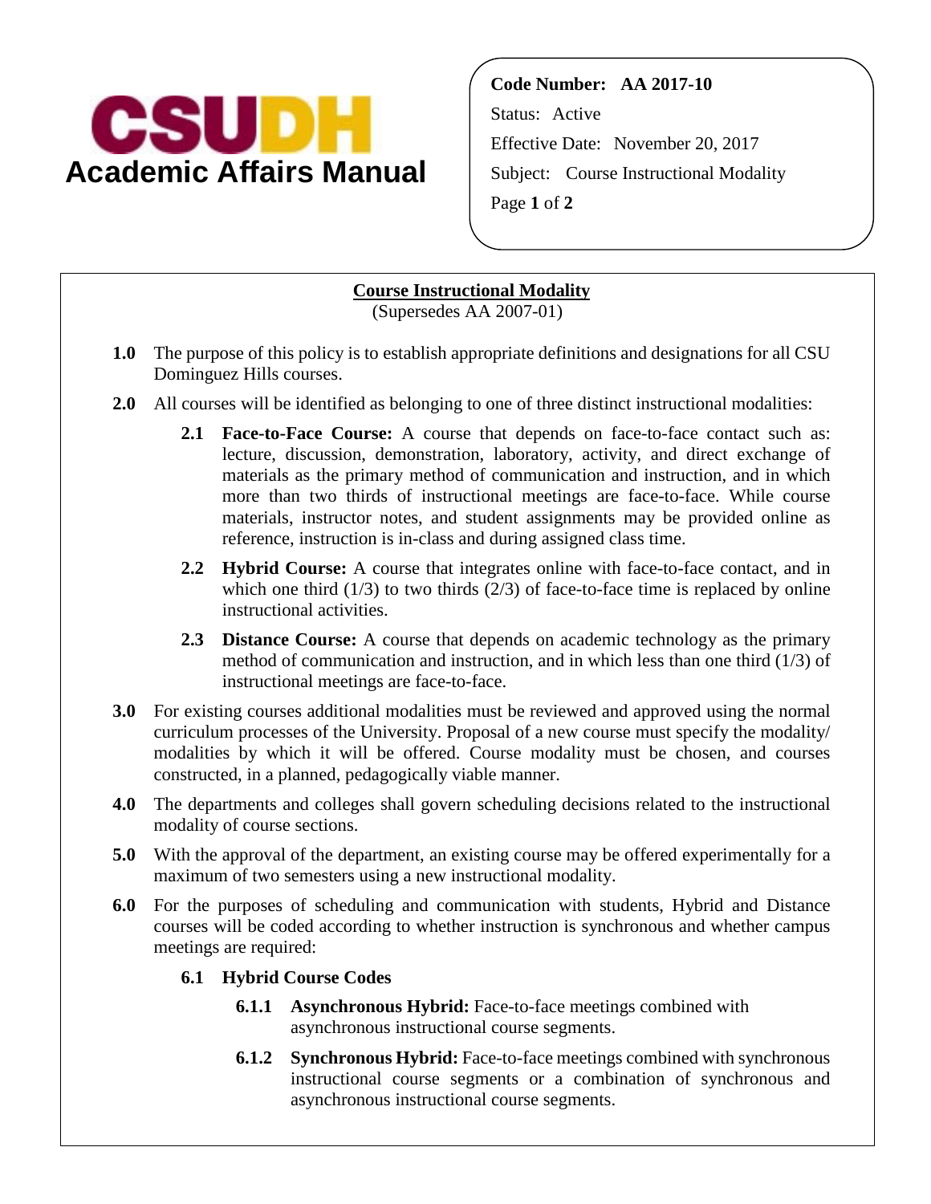# CSUDH Academic Affairs Manual

**Code Number: AA 2017-10**

Status: Active

Effective Date: November 20, 2017

Subject: Course Instructional Modality

## Course Instructional Modality

(Supersedes AA 2007-01)

**1.0** The purpose of this policy is to establish appropriate definitions and designations for all CSU Dominguez Hills courses.

**2.0** All courses will be identified as belonging to one of three distinct instructional modalities:

- **2.1 Face-to-Face Course:** A course that depends on face-to-face contact such as: lecture, discussion, demonstration, laboratory, activity, and direct exchange of materials as the primary method of communication and instruction, and in which more than two thirds of instructional meetings are face-to-face. While course materials, instructor notes, and student assignments may be provided online as reference, instruction is in-class and during assigned class time.
- **2.2 Hybrid Course:** A course that integrates online with face-to-face contact, and in which one third (1/3) to two thirds (2/3) of face-to-face time is replaced by online instructional activities.
- **2.3 Distance Course:** A course that depends on academic technology as the primary method of communication and instruction, and in which less than one third (1/3) of instructional meetings are face-to-face.

**3.0** For existing courses additional modalities must be reviewed and approved using the normal curriculum processes of the University. Proposal of a new course must specify the modality/ modalities by which it will be offered. Course modality must be chosen, and courses constructed, in a planned, pedagogically viable manner.

**4.0** The departments and colleges shall govern scheduling decisions related to the instructional modality of course sections.

**5.0** With the approval of the department, an existing course may be offered experimentally for a maximum of two semesters using a new instructional modality.

**6.0** For the purposes of scheduling and communication with students, Hybrid and Distance courses will be coded according to whether instruction is synchronous and whether campus meetings are required:

- **6.1 Hybrid Course Codes**
  - **6.1.1 Asynchronous Hybrid:** Face-to-face meetings combined with asynchronous instructional course segments.
  - **6.1.2 Synchronous Hybrid:** Face-to-face meetings combined with synchronous instructional course segments or a combination of synchronous and asynchronous instructional course segments.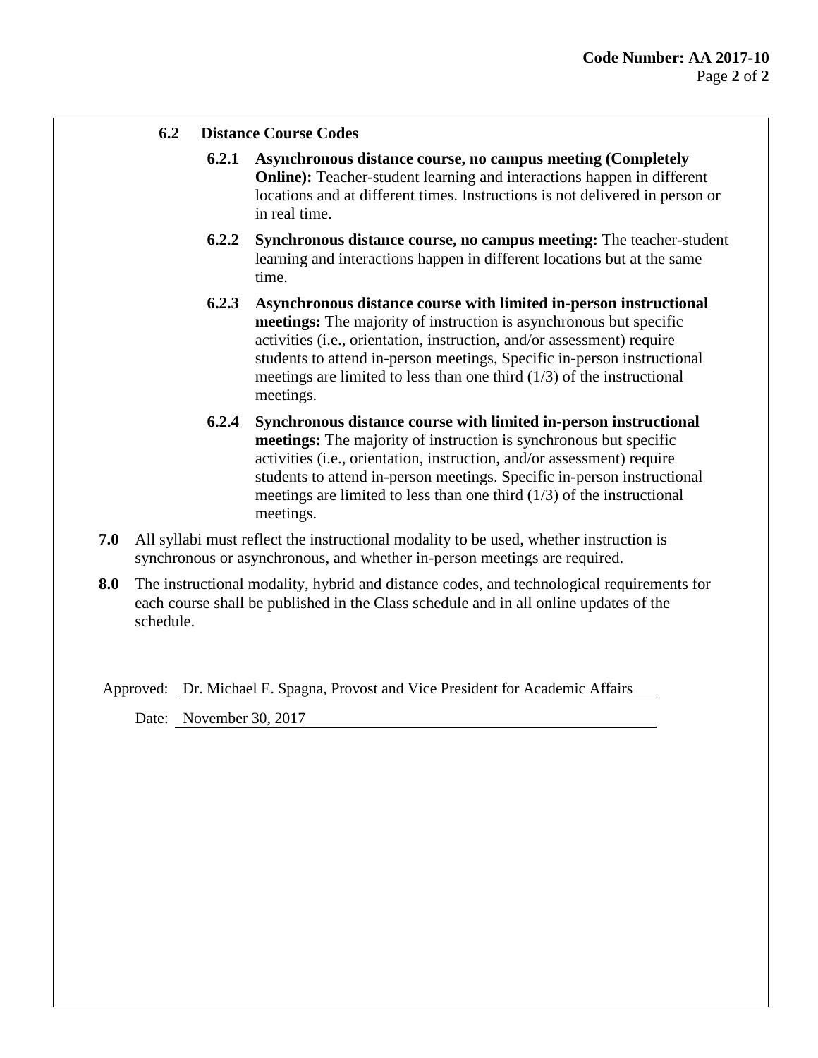**6.2 Distance Course Codes**

**6.2.1 Asynchronous distance course, no campus meeting (Completely Online):** Teacher-student learning and interactions happen in different locations and at different times. Instructions is not delivered in person or in real time.

**6.2.2 Synchronous distance course, no campus meeting:** The teacher-student learning and interactions happen in different locations but at the same time.

**6.2.3 Asynchronous distance course with limited in-person instructional meetings:** The majority of instruction is asynchronous but specific activities (i.e., orientation, instruction, and/or assessment) require students to attend in-person meetings, Specific in-person instructional meetings are limited to less than one third (1/3) of the instructional meetings.

**6.2.4 Synchronous distance course with limited in-person instructional meetings:** The majority of instruction is synchronous but specific activities (i.e., orientation, instruction, and/or assessment) require students to attend in-person meetings. Specific in-person instructional meetings are limited to less than one third (1/3) of the instructional meetings.

**7.0** All syllabi must reflect the instructional modality to be used, whether instruction is synchronous or asynchronous, and whether in-person meetings are required.

**8.0** The instructional modality, hybrid and distance codes, and technological requirements for each course shall be published in the Class schedule and in all online updates of the schedule.

Approved: Dr. Michael E. Spagna, Provost and Vice President for Academic Affairs

Date: November 30, 2017